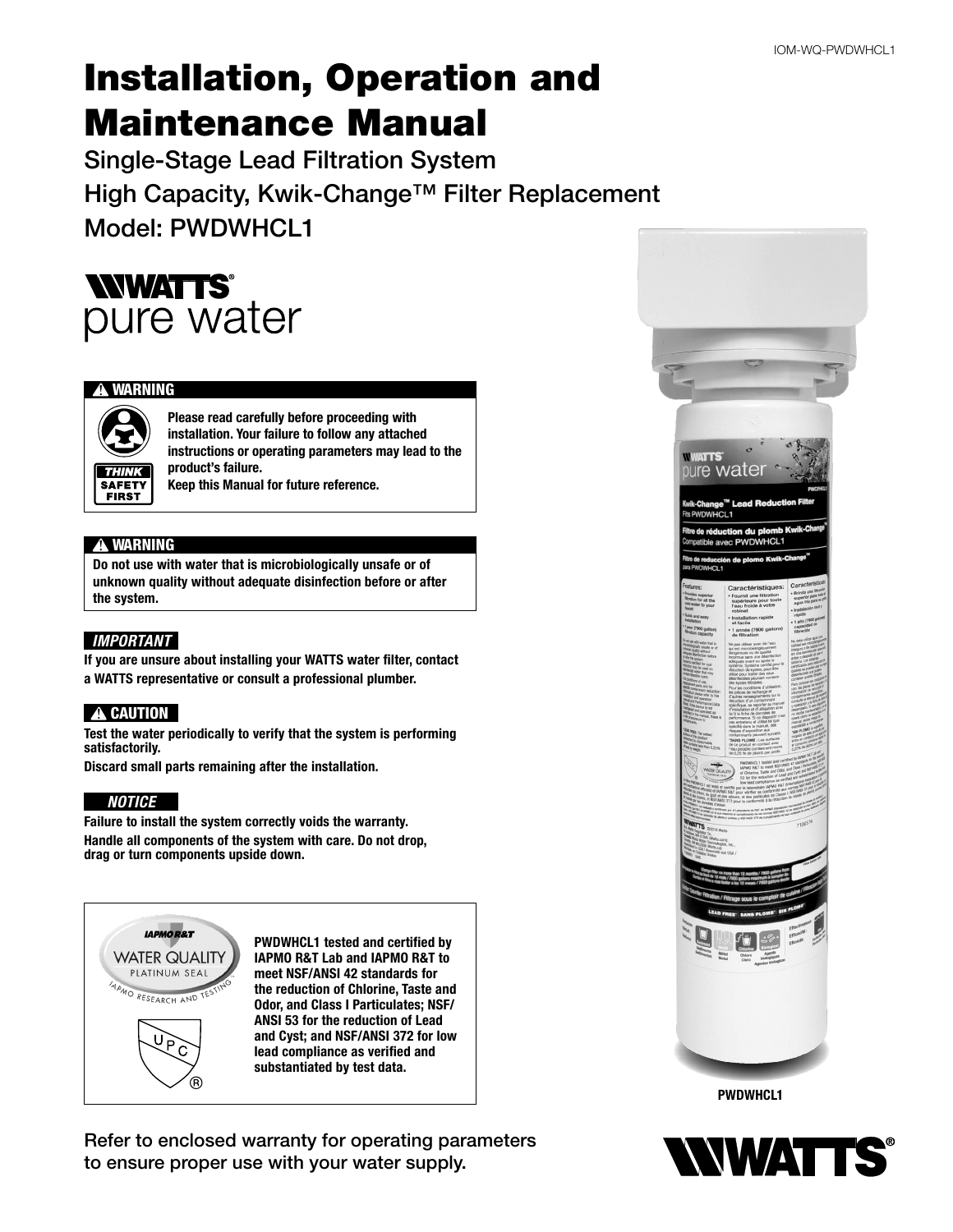IOM-WQ-PWDWHCL1

# Installation, Operation and Maintenance Manual

## Single-Stage Lead Filtration System
## High Capacity, Kwik-Change™ Filter Replacement
## Model: PWDWHCL1

**WATTS® pure water**

**⚠ WARNING**

THINK SAFETY FIRST

**Please read carefully before proceeding with installation. Your failure to follow any attached instructions or operating parameters may lead to the product's failure.**
**Keep this Manual for future reference.**

**⚠ WARNING**

**Do not use with water that is microbiologically unsafe or of unknown quality without adequate disinfection before or after the system.**

***IMPORTANT***

**If you are unsure about installing your WATTS water filter, contact a WATTS representative or consult a professional plumber.**

**⚠ CAUTION**

**Test the water periodically to verify that the system is performing satisfactorily.**
**Discard small parts remaining after the installation.**

***NOTICE***

**Failure to install the system correctly voids the warranty.**
**Handle all components of the system with care. Do not drop, drag or turn components upside down.**

IAPMO R&T WATER QUALITY PLATINUM SEAL — IAPMO RESEARCH AND TESTING

UPC®

**PWDWHCL1 tested and certified by IAPMO R&T Lab and IAPMO R&T to meet NSF/ANSI 42 standards for the reduction of Chlorine, Taste and Odor, and Class I Particulates; NSF/ANSI 53 for the reduction of Lead and Cyst; and NSF/ANSI 372 for low lead compliance as verified and substantiated by test data.**

**PWDWHCL1**

Refer to enclosed warranty for operating parameters to ensure proper use with your water supply.

**WATTS®**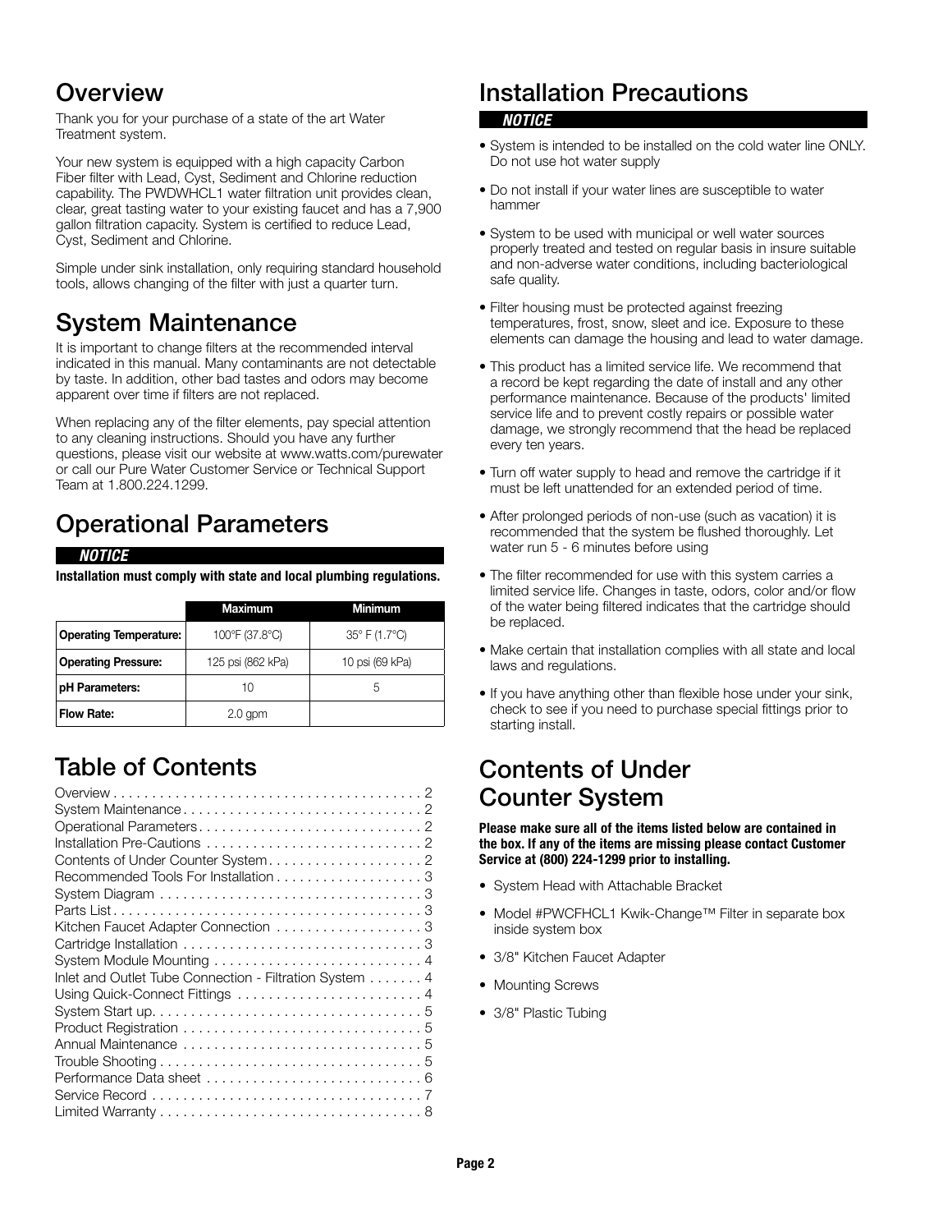## Overview

Thank you for your purchase of a state of the art Water Treatment system.

Your new system is equipped with a high capacity Carbon Fiber filter with Lead, Cyst, Sediment and Chlorine reduction capability. The PWDWHCL1 water filtration unit provides clean, clear, great tasting water to your existing faucet and has a 7,900 gallon filtration capacity. System is certified to reduce Lead, Cyst, Sediment and Chlorine.

Simple under sink installation, only requiring standard household tools, allows changing of the filter with just a quarter turn.

## System Maintenance

It is important to change filters at the recommended interval indicated in this manual. Many contaminants are not detectable by taste. In addition, other bad tastes and odors may become apparent over time if filters are not replaced.

When replacing any of the filter elements, pay special attention to any cleaning instructions. Should you have any further questions, please visit our website at www.watts.com/purewater or call our Pure Water Customer Service or Technical Support Team at 1.800.224.1299.

## Operational Parameters

***NOTICE***

**Installation must comply with state and local plumbing regulations.**

| | Maximum | Minimum |
|---|---|---|
| **Operating Temperature:** | 100°F (37.8°C) | 35° F (1.7°C) |
| **Operating Pressure:** | 125 psi (862 kPa) | 10 psi (69 kPa) |
| **pH Parameters:** | 10 | 5 |
| **Flow Rate:** | 2.0 gpm | |

## Table of Contents

- Overview . . . . . 2
- System Maintenance . . . . . 2
- Operational Parameters . . . . . 2
- Installation Pre-Cautions . . . . . 2
- Contents of Under Counter System . . . . . 2
- Recommended Tools For Installation . . . . . 3
- System Diagram . . . . . 3
- Parts List . . . . . 3
- Kitchen Faucet Adapter Connection . . . . . 3
- Cartridge Installation . . . . . 3
- System Module Mounting . . . . . 4
- Inlet and Outlet Tube Connection - Filtration System . . . . . 4
- Using Quick-Connect Fittings . . . . . 4
- System Start up . . . . . 5
- Product Registration . . . . . 5
- Annual Maintenance . . . . . 5
- Trouble Shooting . . . . . 5
- Performance Data sheet . . . . . 6
- Service Record . . . . . 7
- Limited Warranty . . . . . 8

## Installation Precautions

***NOTICE***

- System is intended to be installed on the cold water line ONLY. Do not use hot water supply
- Do not install if your water lines are susceptible to water hammer
- System to be used with municipal or well water sources properly treated and tested on regular basis in insure suitable and non-adverse water conditions, including bacteriological safe quality.
- Filter housing must be protected against freezing temperatures, frost, snow, sleet and ice. Exposure to these elements can damage the housing and lead to water damage.
- This product has a limited service life. We recommend that a record be kept regarding the date of install and any other performance maintenance. Because of the products' limited service life and to prevent costly repairs or possible water damage, we strongly recommend that the head be replaced every ten years.
- Turn off water supply to head and remove the cartridge if it must be left unattended for an extended period of time.
- After prolonged periods of non-use (such as vacation) it is recommended that the system be flushed thoroughly. Let water run 5 - 6 minutes before using
- The filter recommended for use with this system carries a limited service life. Changes in taste, odors, color and/or flow of the water being filtered indicates that the cartridge should be replaced.
- Make certain that installation complies with all state and local laws and regulations.
- If you have anything other than flexible hose under your sink, check to see if you need to purchase special fittings prior to starting install.

## Contents of Under Counter System

**Please make sure all of the items listed below are contained in the box. If any of the items are missing please contact Customer Service at (800) 224-1299 prior to installing.**

- System Head with Attachable Bracket
- Model #PWCFHCL1 Kwik-Change™ Filter in separate box inside system box
- 3/8" Kitchen Faucet Adapter
- Mounting Screws
- 3/8" Plastic Tubing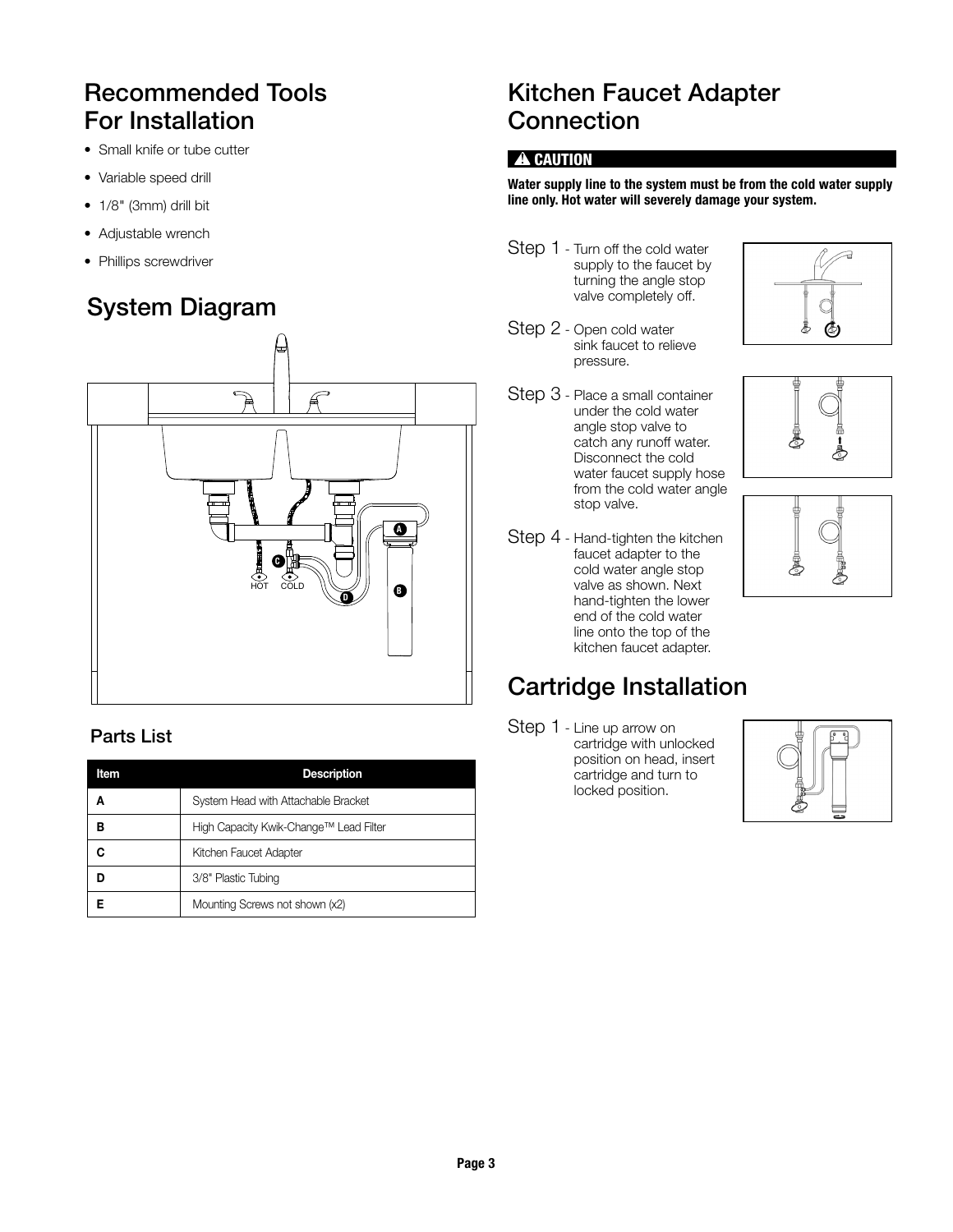## Recommended Tools For Installation

- Small knife or tube cutter
- Variable speed drill
- 1/8" (3mm) drill bit
- Adjustable wrench
- Phillips screwdriver

## System Diagram

### Parts List

| Item | Description |
|---|---|
| A | System Head with Attachable Bracket |
| B | High Capacity Kwik-Change™ Lead Filter |
| C | Kitchen Faucet Adapter |
| D | 3/8" Plastic Tubing |
| E | Mounting Screws not shown (x2) |

## Kitchen Faucet Adapter Connection

**⚠ CAUTION**

**Water supply line to the system must be from the cold water supply line only. Hot water will severely damage your system.**

Step 1 - Turn off the cold water supply to the faucet by turning the angle stop valve completely off.

Step 2 - Open cold water sink faucet to relieve pressure.

Step 3 - Place a small container under the cold water angle stop valve to catch any runoff water. Disconnect the cold water faucet supply hose from the cold water angle stop valve.

Step 4 - Hand-tighten the kitchen faucet adapter to the cold water angle stop valve as shown. Next hand-tighten the lower end of the cold water line onto the top of the kitchen faucet adapter.

## Cartridge Installation

Step 1 - Line up arrow on cartridge with unlocked position on head, insert cartridge and turn to locked position.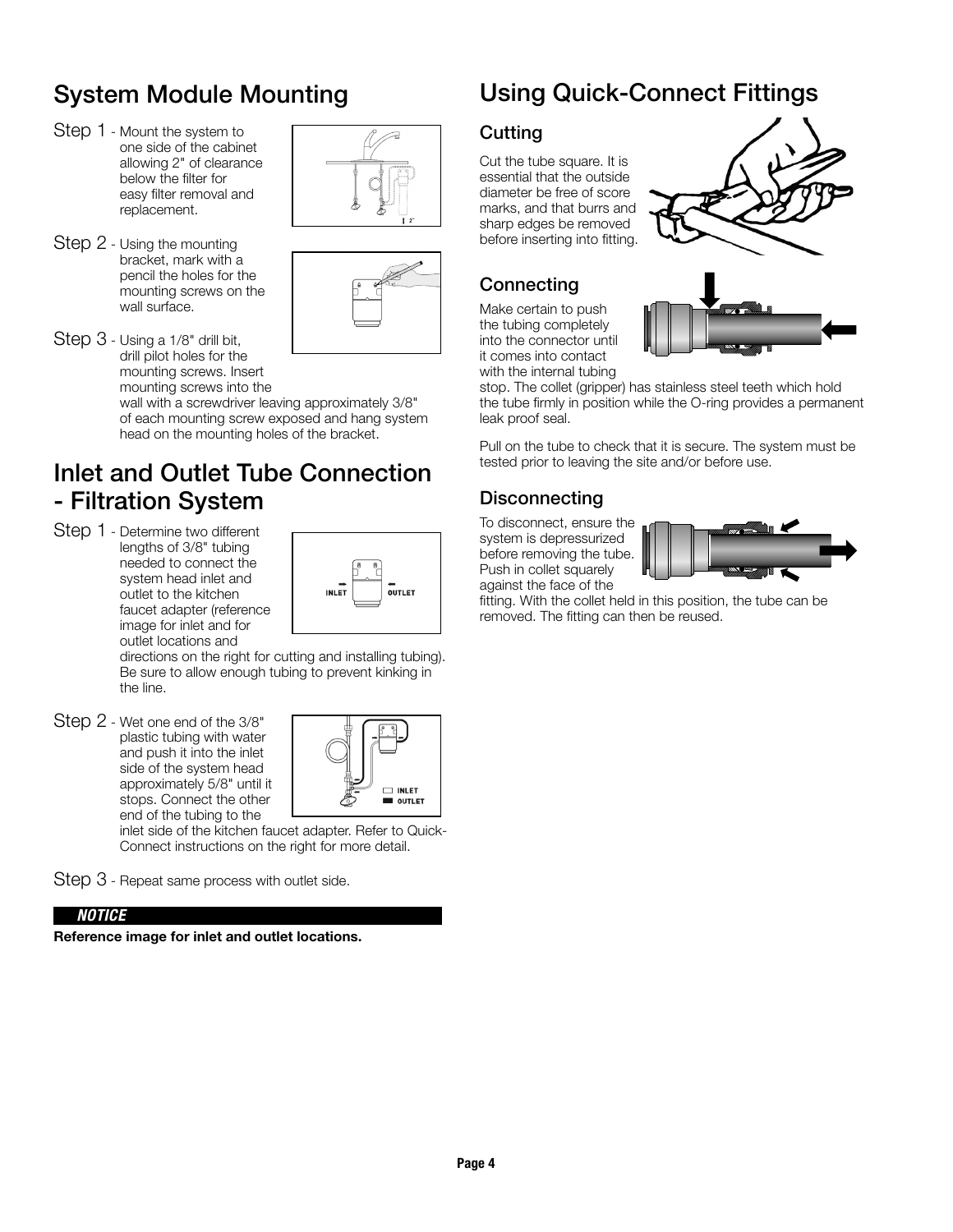## System Module Mounting

Step 1 - Mount the system to one side of the cabinet allowing 2" of clearance below the filter for easy filter removal and replacement.

Step 2 - Using the mounting bracket, mark with a pencil the holes for the mounting screws on the wall surface.

Step 3 - Using a 1/8" drill bit, drill pilot holes for the mounting screws. Insert mounting screws into the wall with a screwdriver leaving approximately 3/8" of each mounting screw exposed and hang system head on the mounting holes of the bracket.

## Inlet and Outlet Tube Connection - Filtration System

Step 1 - Determine two different lengths of 3/8" tubing needed to connect the system head inlet and outlet to the kitchen faucet adapter (reference image for inlet and for outlet locations and directions on the right for cutting and installing tubing). Be sure to allow enough tubing to prevent kinking in the line.

Step 2 - Wet one end of the 3/8" plastic tubing with water and push it into the inlet side of the system head approximately 5/8" until it stops. Connect the other end of the tubing to the inlet side of the kitchen faucet adapter. Refer to Quick-Connect instructions on the right for more detail.

Step 3 - Repeat same process with outlet side.

***NOTICE***

**Reference image for inlet and outlet locations.**

## Using Quick-Connect Fittings

### Cutting

Cut the tube square. It is essential that the outside diameter be free of score marks, and that burrs and sharp edges be removed before inserting into fitting.

### Connecting

Make certain to push the tubing completely into the connector until it comes into contact with the internal tubing stop. The collet (gripper) has stainless steel teeth which hold the tube firmly in position while the O-ring provides a permanent leak proof seal.

Pull on the tube to check that it is secure. The system must be tested prior to leaving the site and/or before use.

### Disconnecting

To disconnect, ensure the system is depressurized before removing the tube. Push in collet squarely against the face of the fitting. With the collet held in this position, the tube can be removed. The fitting can then be reused.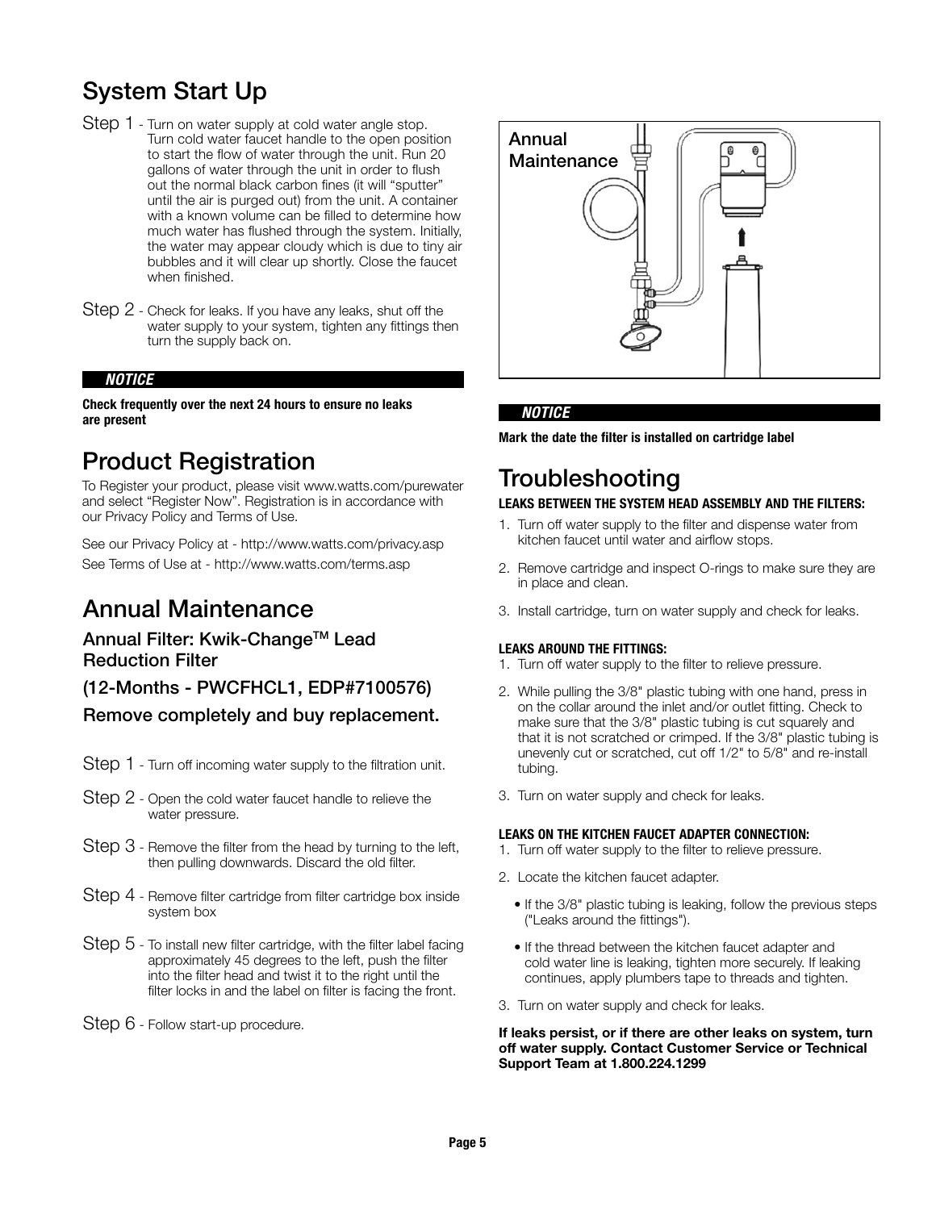## System Start Up

Step 1 - Turn on water supply at cold water angle stop. Turn cold water faucet handle to the open position to start the flow of water through the unit. Run 20 gallons of water through the unit in order to flush out the normal black carbon fines (it will "sputter" until the air is purged out) from the unit. A container with a known volume can be filled to determine how much water has flushed through the system. Initially, the water may appear cloudy which is due to tiny air bubbles and it will clear up shortly. Close the faucet when finished.

Step 2 - Check for leaks. If you have any leaks, shut off the water supply to your system, tighten any fittings then turn the supply back on.

***NOTICE***

**Check frequently over the next 24 hours to ensure no leaks are present**

## Product Registration

To Register your product, please visit www.watts.com/purewater and select "Register Now". Registration is in accordance with our Privacy Policy and Terms of Use.

See our Privacy Policy at - http://www.watts.com/privacy.asp

See Terms of Use at - http://www.watts.com/terms.asp

## Annual Maintenance

### Annual Filter: Kwik-Change™ Lead Reduction Filter

### (12-Months - PWCFHCL1, EDP#7100576)

### Remove completely and buy replacement.

Step 1 - Turn off incoming water supply to the filtration unit.

Step 2 - Open the cold water faucet handle to relieve the water pressure.

Step 3 - Remove the filter from the head by turning to the left, then pulling downwards. Discard the old filter.

Step 4 - Remove filter cartridge from filter cartridge box inside system box

Step 5 - To install new filter cartridge, with the filter label facing approximately 45 degrees to the left, push the filter into the filter head and twist it to the right until the filter locks in and the label on filter is facing the front.

Step 6 - Follow start-up procedure.

Annual Maintenance

***NOTICE***

**Mark the date the filter is installed on cartridge label**

## Troubleshooting

**LEAKS BETWEEN THE SYSTEM HEAD ASSEMBLY AND THE FILTERS:**

1. Turn off water supply to the filter and dispense water from kitchen faucet until water and airflow stops.
2. Remove cartridge and inspect O-rings to make sure they are in place and clean.
3. Install cartridge, turn on water supply and check for leaks.

**LEAKS AROUND THE FITTINGS:**

1. Turn off water supply to the filter to relieve pressure.
2. While pulling the 3/8" plastic tubing with one hand, press in on the collar around the inlet and/or outlet fitting. Check to make sure that the 3/8" plastic tubing is cut squarely and that it is not scratched or crimped. If the 3/8" plastic tubing is unevenly cut or scratched, cut off 1/2" to 5/8" and re-install tubing.
3. Turn on water supply and check for leaks.

**LEAKS ON THE KITCHEN FAUCET ADAPTER CONNECTION:**

1. Turn off water supply to the filter to relieve pressure.
2. Locate the kitchen faucet adapter.
   - If the 3/8" plastic tubing is leaking, follow the previous steps ("Leaks around the fittings").
   - If the thread between the kitchen faucet adapter and cold water line is leaking, tighten more securely. If leaking continues, apply plumbers tape to threads and tighten.
3. Turn on water supply and check for leaks.

**If leaks persist, or if there are other leaks on system, turn off water supply. Contact Customer Service or Technical Support Team at 1.800.224.1299**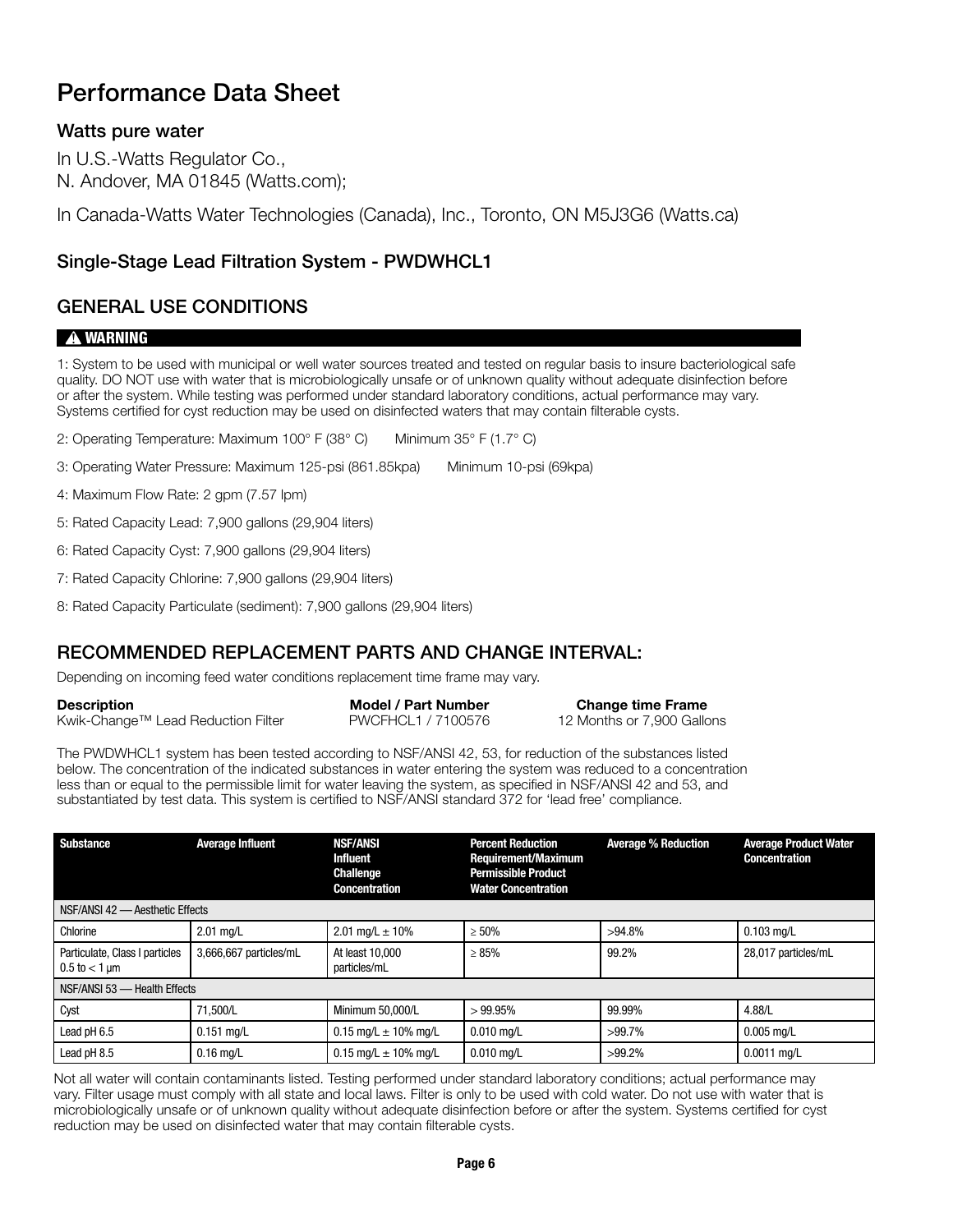# Performance Data Sheet

### Watts pure water

In U.S.-Watts Regulator Co.,
N. Andover, MA 01845 (Watts.com);

In Canada-Watts Water Technologies (Canada), Inc., Toronto, ON M5J3G6 (Watts.ca)

### Single-Stage Lead Filtration System - PWDWHCL1

## GENERAL USE CONDITIONS

**⚠ WARNING**

1: System to be used with municipal or well water sources treated and tested on regular basis to insure bacteriological safe quality. DO NOT use with water that is microbiologically unsafe or of unknown quality without adequate disinfection before or after the system. While testing was performed under standard laboratory conditions, actual performance may vary. Systems certified for cyst reduction may be used on disinfected waters that may contain filterable cysts.

2: Operating Temperature: Maximum 100° F (38° C)     Minimum 35° F (1.7° C)

3: Operating Water Pressure: Maximum 125-psi (861.85kpa)     Minimum 10-psi (69kpa)

4: Maximum Flow Rate: 2 gpm (7.57 lpm)

5: Rated Capacity Lead: 7,900 gallons (29,904 liters)

6: Rated Capacity Cyst: 7,900 gallons (29,904 liters)

7: Rated Capacity Chlorine: 7,900 gallons (29,904 liters)

8: Rated Capacity Particulate (sediment): 7,900 gallons (29,904 liters)

## RECOMMENDED REPLACEMENT PARTS AND CHANGE INTERVAL:

Depending on incoming feed water conditions replacement time frame may vary.

| **Description** | **Model / Part Number** | **Change time Frame** |
|---|---|---|
| Kwik-Change™ Lead Reduction Filter | PWCFHCL1 / 7100576 | 12 Months or 7,900 Gallons |

The PWDWHCL1 system has been tested according to NSF/ANSI 42, 53, for reduction of the substances listed below. The concentration of the indicated substances in water entering the system was reduced to a concentration less than or equal to the permissible limit for water leaving the system, as specified in NSF/ANSI 42 and 53, and substantiated by test data. This system is certified to NSF/ANSI standard 372 for 'lead free' compliance.

| Substance | Average Influent | NSF/ANSI Influent Challenge Concentration | Percent Reduction Requirement/Maximum Permissible Product Water Concentration | Average % Reduction | Average Product Water Concentration |
|---|---|---|---|---|---|
| NSF/ANSI 42 — Aesthetic Effects | | | | | |
| Chlorine | 2.01 mg/L | 2.01 mg/L ± 10% | ≥ 50% | >94.8% | 0.103 mg/L |
| Particulate, Class I particles 0.5 to < 1 µm | 3,666,667 particles/mL | At least 10,000 particles/mL | ≥ 85% | 99.2% | 28,017 particles/mL |
| NSF/ANSI 53 — Health Effects | | | | | |
| Cyst | 71,500/L | Minimum 50,000/L | > 99.95% | 99.99% | 4.88/L |
| Lead pH 6.5 | 0.151 mg/L | 0.15 mg/L ± 10% mg/L | 0.010 mg/L | >99.7% | 0.005 mg/L |
| Lead pH 8.5 | 0.16 mg/L | 0.15 mg/L ± 10% mg/L | 0.010 mg/L | >99.2% | 0.0011 mg/L |

Not all water will contain contaminants listed. Testing performed under standard laboratory conditions; actual performance may vary. Filter usage must comply with all state and local laws. Filter is only to be used with cold water. Do not use with water that is microbiologically unsafe or of unknown quality without adequate disinfection before or after the system. Systems certified for cyst reduction may be used on disinfected water that may contain filterable cysts.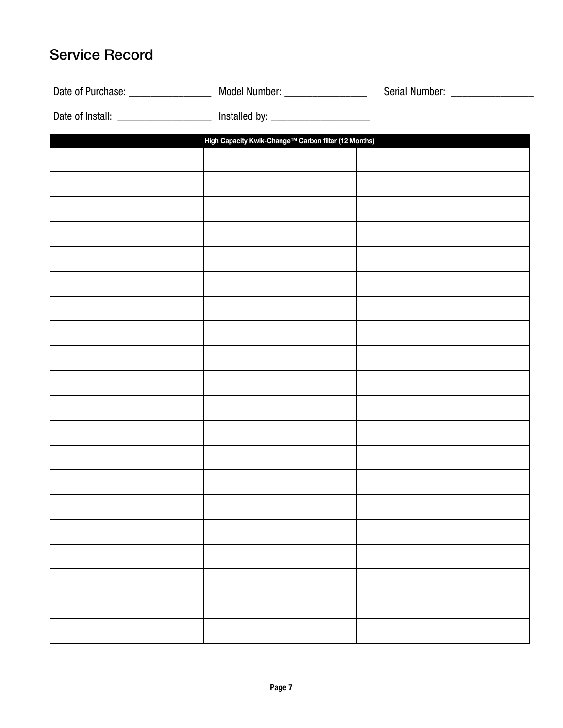## Service Record

Date of Purchase: ________________ Model Number: ________________ Serial Number: ________________

Date of Install: __________________ Installed by: ___________________

| High Capacity Kwik-Change™ Carbon filter (12 Months) | | |
|---|---|---|
| | | |
| | | |
| | | |
| | | |
| | | |
| | | |
| | | |
| | | |
| | | |
| | | |
| | | |
| | | |
| | | |
| | | |
| | | |
| | | |
| | | |
| | | |
| | | |
| | | |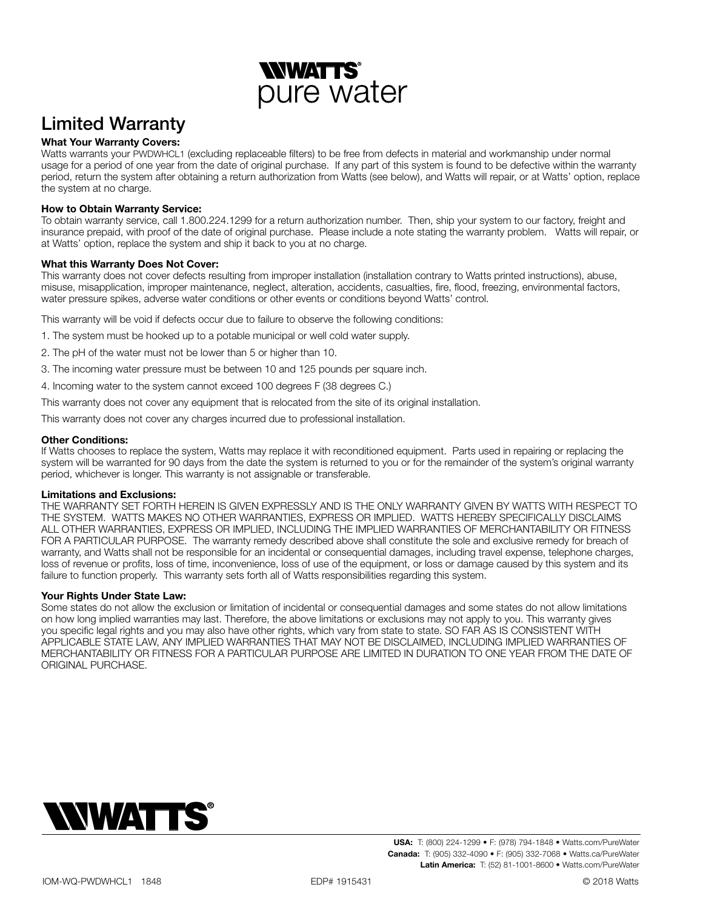WATTS® pure water

# Limited Warranty

**What Your Warranty Covers:**
Watts warrants your PWDWHCL1 (excluding replaceable filters) to be free from defects in material and workmanship under normal usage for a period of one year from the date of original purchase. If any part of this system is found to be defective within the warranty period, return the system after obtaining a return authorization from Watts (see below), and Watts will repair, or at Watts' option, replace the system at no charge.

**How to Obtain Warranty Service:**
To obtain warranty service, call 1.800.224.1299 for a return authorization number. Then, ship your system to our factory, freight and insurance prepaid, with proof of the date of original purchase. Please include a note stating the warranty problem. Watts will repair, or at Watts' option, replace the system and ship it back to you at no charge.

**What this Warranty Does Not Cover:**
This warranty does not cover defects resulting from improper installation (installation contrary to Watts printed instructions), abuse, misuse, misapplication, improper maintenance, neglect, alteration, accidents, casualties, fire, flood, freezing, environmental factors, water pressure spikes, adverse water conditions or other events or conditions beyond Watts' control.

This warranty will be void if defects occur due to failure to observe the following conditions:

1. The system must be hooked up to a potable municipal or well cold water supply.
2. The pH of the water must not be lower than 5 or higher than 10.
3. The incoming water pressure must be between 10 and 125 pounds per square inch.
4. Incoming water to the system cannot exceed 100 degrees F (38 degrees C.)

This warranty does not cover any equipment that is relocated from the site of its original installation.

This warranty does not cover any charges incurred due to professional installation.

**Other Conditions:**
If Watts chooses to replace the system, Watts may replace it with reconditioned equipment. Parts used in repairing or replacing the system will be warranted for 90 days from the date the system is returned to you or for the remainder of the system's original warranty period, whichever is longer. This warranty is not assignable or transferable.

**Limitations and Exclusions:**
THE WARRANTY SET FORTH HEREIN IS GIVEN EXPRESSLY AND IS THE ONLY WARRANTY GIVEN BY WATTS WITH RESPECT TO THE SYSTEM. WATTS MAKES NO OTHER WARRANTIES, EXPRESS OR IMPLIED. WATTS HEREBY SPECIFICALLY DISCLAIMS ALL OTHER WARRANTIES, EXPRESS OR IMPLIED, INCLUDING THE IMPLIED WARRANTIES OF MERCHANTABILITY OR FITNESS FOR A PARTICULAR PURPOSE. The warranty remedy described above shall constitute the sole and exclusive remedy for breach of warranty, and Watts shall not be responsible for an incidental or consequential damages, including travel expense, telephone charges, loss of revenue or profits, loss of time, inconvenience, loss of use of the equipment, or loss or damage caused by this system and its failure to function properly. This warranty sets forth all of Watts responsibilities regarding this system.

**Your Rights Under State Law:**
Some states do not allow the exclusion or limitation of incidental or consequential damages and some states do not allow limitations on how long implied warranties may last. Therefore, the above limitations or exclusions may not apply to you. This warranty gives you specific legal rights and you may also have other rights, which vary from state to state. SO FAR AS IS CONSISTENT WITH APPLICABLE STATE LAW, ANY IMPLIED WARRANTIES THAT MAY NOT BE DISCLAIMED, INCLUDING IMPLIED WARRANTIES OF MERCHANTABILITY OR FITNESS FOR A PARTICULAR PURPOSE ARE LIMITED IN DURATION TO ONE YEAR FROM THE DATE OF ORIGINAL PURCHASE.

WATTS®

**USA:** T: (800) 224-1299 • F: (978) 794-1848 • Watts.com/PureWater
**Canada:** T: (905) 332-4090 • F: (905) 332-7068 • Watts.ca/PureWater
**Latin America:** T: (52) 81-1001-8600 • Watts.com/PureWater

IOM-WQ-PWDWHCL1 1848 EDP# 1915431 © 2018 Watts